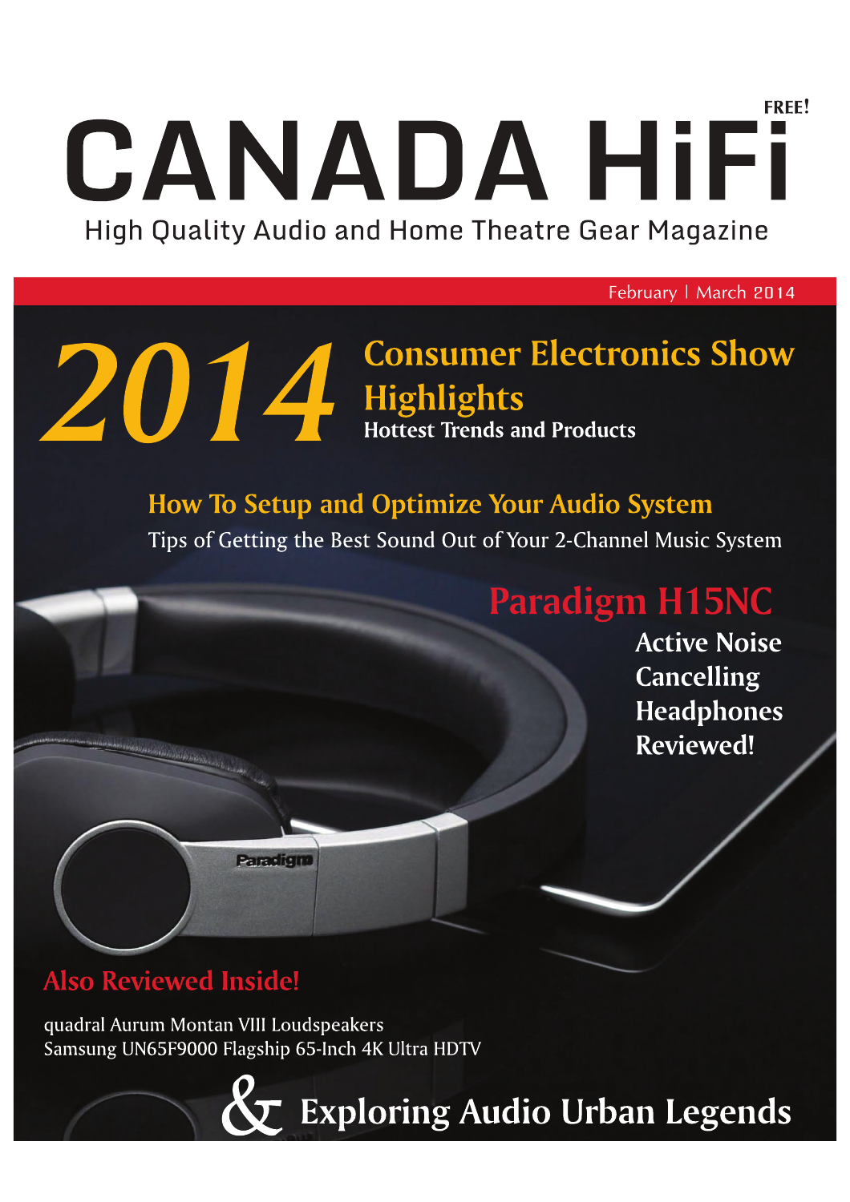FREE!

# CANADA HiFi

High Quality Audio and Home Theatre Gear Magazine

February | March 2014

## 2014 Consumer Electronics Show Highlights

Hottest Trends and Products

## How To Setup and Optimize Your Audio System

Tips of Getting the Best Sound Out of Your 2-Channel Music System

## Paradigm H15NC

Active Noise Cancelling Headphones Reviewed!

## Also Reviewed Inside!

quadral Aurum Montan VIII Loudspeakers

Samsung UN65F9000 Flagship 65-Inch 4K Ultra HDTV

## & Exploring Audio Urban Legends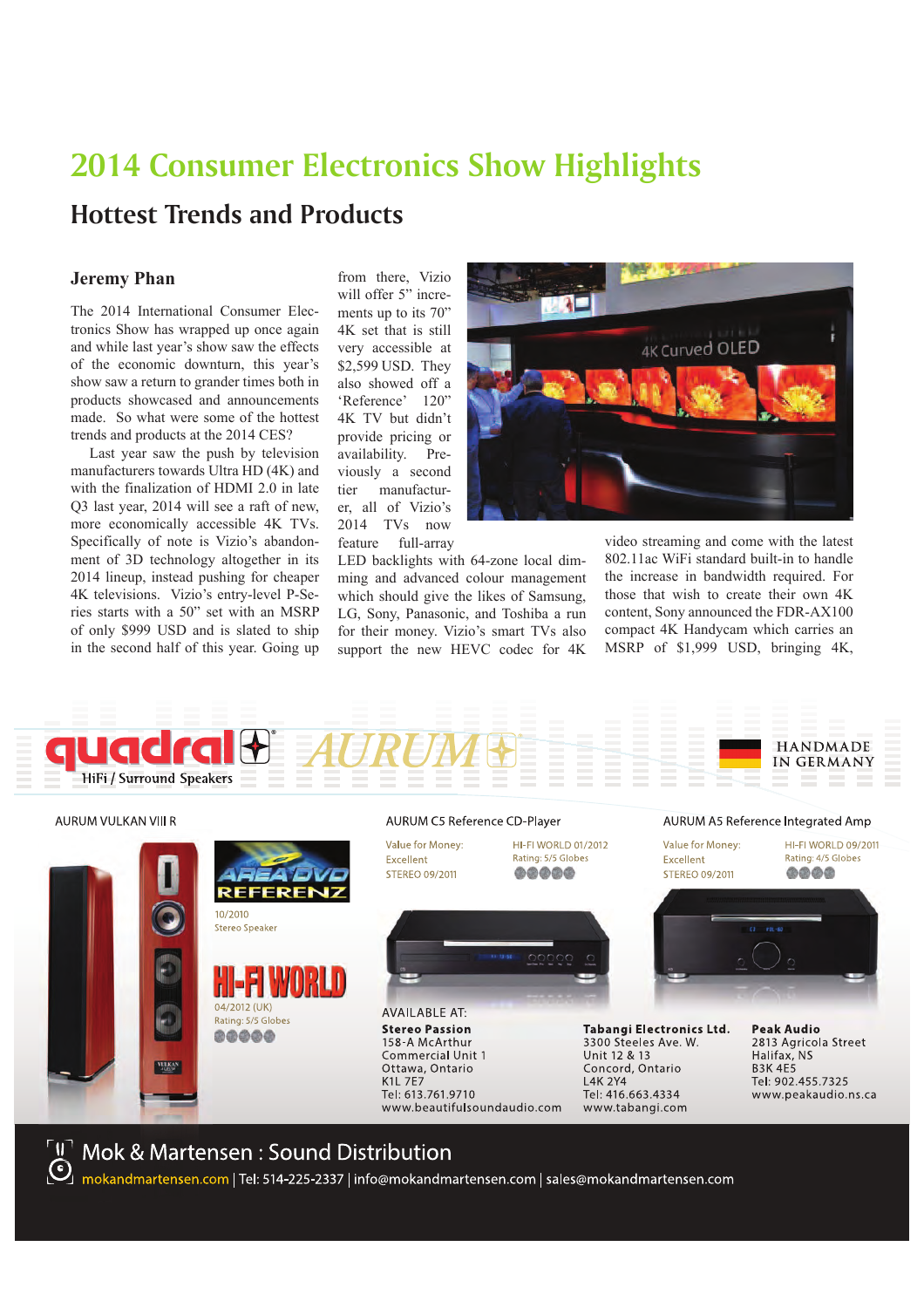# 2014 Consumer Electronics Show Highlights

## Hottest Trends and Products

**Jeremy Phan**

The 2014 International Consumer Electronics Show has wrapped up once again and while last year's show saw the effects of the economic downturn, this year's show saw a return to grander times both in products showcased and announcements made. So what were some of the hottest trends and products at the 2014 CES?

Last year saw the push by television manufacturers towards Ultra HD (4K) and with the finalization of HDMI 2.0 in late Q3 last year, 2014 will see a raft of new, more economically accessible 4K TVs. Specifically of note is Vizio's abandonment of 3D technology altogether in its 2014 lineup, instead pushing for cheaper 4K televisions. Vizio's entry-level P-Series starts with a 50" set with an MSRP of only $999 USD and is slated to ship in the second half of this year. Going up from there, Vizio will offer 5" increments up to its 70" 4K set that is still very accessible at $2,599 USD. They also showed off a 'Reference' 120" 4K TV but didn't provide pricing or availability. Previously a second tier manufacturer, all of Vizio's 2014 TVs now feature full-array LED backlights with 64-zone local dimming and advanced colour management which should give the likes of Samsung, LG, Sony, Panasonic, and Toshiba a run for their money. Vizio's smart TVs also support the new HEVC codec for 4K video streaming and come with the latest 802.11ac WiFi standard built-in to handle the increase in bandwidth required. For those that wish to create their own 4K content, Sony announced the FDR-AX100 compact 4K Handycam which carries an MSRP of $1,999 USD, bringing 4K,

---

quadral HiFi / Surround Speakers — AURUM — HANDMADE IN GERMANY

AURUM VULKAN VIII R
- AREA DVD REFERENZ 10/2010 Stereo Speaker
- HI-FI WORLD 04/2012 (UK) Rating: 5/5 Globes

AURUM C5 Reference CD-Player
- Value for Money: Excellent STEREO 09/2011
- HI-FI WORLD 01/2012 Rating: 5/5 Globes

AURUM A5 Reference Integrated Amp
- Value for Money: Excellent STEREO 09/2011
- HI-FI WORLD 09/2011 Rating: 4/5 Globes

AVAILABLE AT:

**Stereo Passion**
158-A McArthur
Ottawa, Ontario
K1L 7E7
Tel: 613.761.9710
www.beautifulsoundaudio.com

**Tabangi Electronics Ltd.**
3300 Steeles Ave. W.
Commercial Unit 1
Unit 12 & 13
Concord, Ontario
L4K 2Y4
Tel: 416.663.4334
www.tabangi.com

**Peak Audio**
2813 Agricola Street
Halifax, NS
B3K 4E5
Tel: 902.455.7325
www.peakaudio.ns.ca

Mok & Martensen : Sound Distribution
mokandmartensen.com | Tel: 514-225-2337 | info@mokandmartensen.com | sales@mokandmartensen.com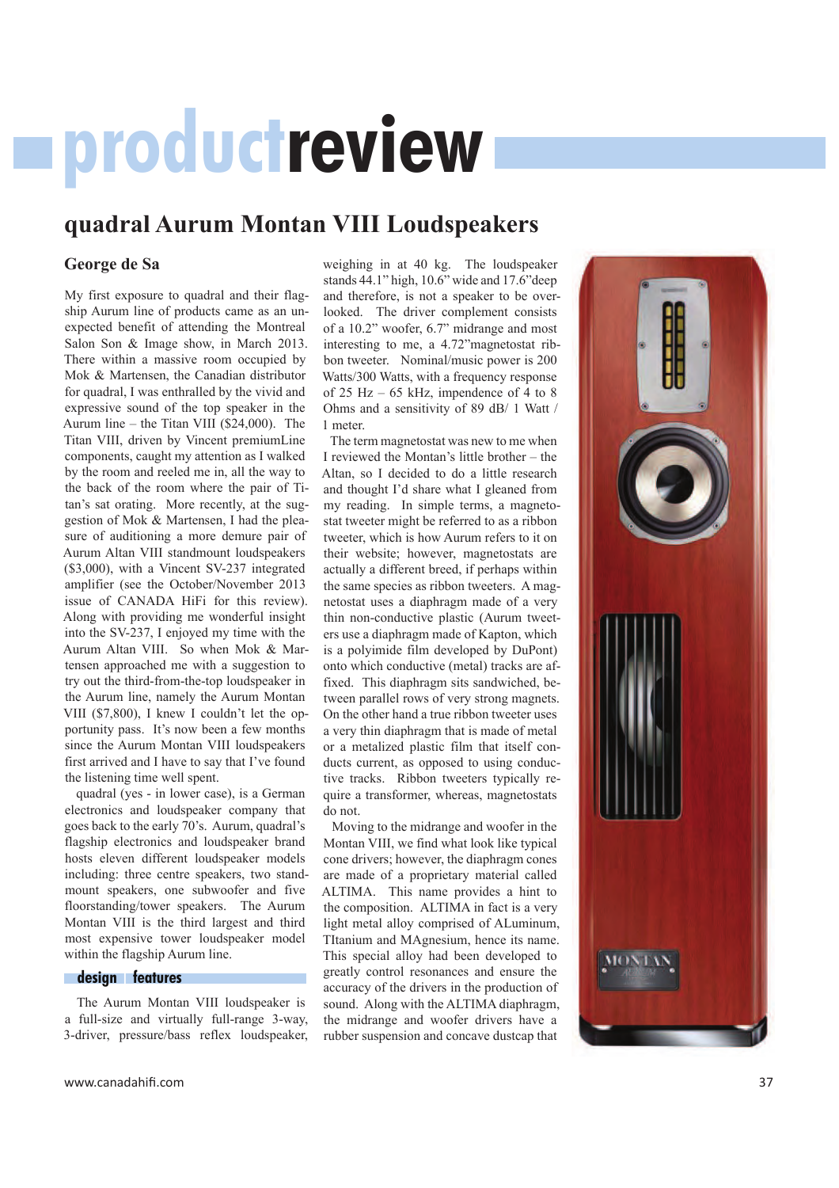# productreview

## quadral Aurum Montan VIII Loudspeakers

### George de Sa

My first exposure to quadral and their flagship Aurum line of products came as an unexpected benefit of attending the Montreal Salon Son & Image show, in March 2013. There within a massive room occupied by Mok & Martensen, the Canadian distributor for quadral, I was enthralled by the vivid and expressive sound of the top speaker in the Aurum line – the Titan VIII ($24,000). The Titan VIII, driven by Vincent premiumLine components, caught my attention as I walked by the room and reeled me in, all the way to the back of the room where the pair of Titan's sat orating. More recently, at the suggestion of Mok & Martensen, I had the pleasure of auditioning a more demure pair of Aurum Altan VIII standmount loudspeakers ($3,000), with a Vincent SV-237 integrated amplifier (see the October/November 2013 issue of CANADA HiFi for this review). Along with providing me wonderful insight into the SV-237, I enjoyed my time with the Aurum Altan VIII. So when Mok & Martensen approached me with a suggestion to try out the third-from-the-top loudspeaker in the Aurum line, namely the Aurum Montan VIII ($7,800), I knew I couldn't let the opportunity pass. It's now been a few months since the Aurum Montan VIII loudspeakers first arrived and I have to say that I've found the listening time well spent.

quadral (yes - in lower case), is a German electronics and loudspeaker company that goes back to the early 70's. Aurum, quadral's flagship electronics and loudspeaker brand hosts eleven different loudspeaker models including: three centre speakers, two standmount speakers, one subwoofer and five floorstanding/tower speakers. The Aurum Montan VIII is the third largest and third most expensive tower loudspeaker model within the flagship Aurum line.

### design features

The Aurum Montan VIII loudspeaker is a full-size and virtually full-range 3-way, 3-driver, pressure/bass reflex loudspeaker, weighing in at 40 kg. The loudspeaker stands 44.1" high, 10.6" wide and 17.6" deep and therefore, is not a speaker to be overlooked. The driver complement consists of a 10.2" woofer, 6.7" midrange and most interesting to me, a 4.72" magnetostat ribbon tweeter. Nominal/music power is 200 Watts/300 Watts, with a frequency response of 25 Hz – 65 kHz, impendence of 4 to 8 Ohms and a sensitivity of 89 dB/ 1 Watt / 1 meter.

The term magnetostat was new to me when I reviewed the Montan's little brother – the Altan, so I decided to do a little research and thought I'd share what I gleaned from my reading. In simple terms, a magnetostat tweeter might be referred to as a ribbon tweeter, which is how Aurum refers to it on their website; however, magnetostats are actually a different breed, if perhaps within the same species as ribbon tweeters. A magnetostat uses a diaphragm made of a very thin non-conductive plastic (Aurum tweeters use a diaphragm made of Kapton, which is a polyimide film developed by DuPont) onto which conductive (metal) tracks are affixed. This diaphragm sits sandwiched, between parallel rows of very strong magnets. On the other hand a true ribbon tweeter uses a very thin diaphragm that is made of metal or a metalized plastic film that itself conducts current, as opposed to using conductive tracks. Ribbon tweeters typically require a transformer, whereas, magnetostats do not.

Moving to the midrange and woofer in the Montan VIII, we find what look like typical cone drivers; however, the diaphragm cones are made of a proprietary material called ALTIMA. This name provides a hint to the composition. ALTIMA in fact is a very light metal alloy comprised of ALuminum, TItanium and MAgnesium, hence its name. This special alloy had been developed to greatly control resonances and ensure the accuracy of the drivers in the production of sound. Along with the ALTIMA diaphragm, the midrange and woofer drivers have a rubber suspension and concave dustcap that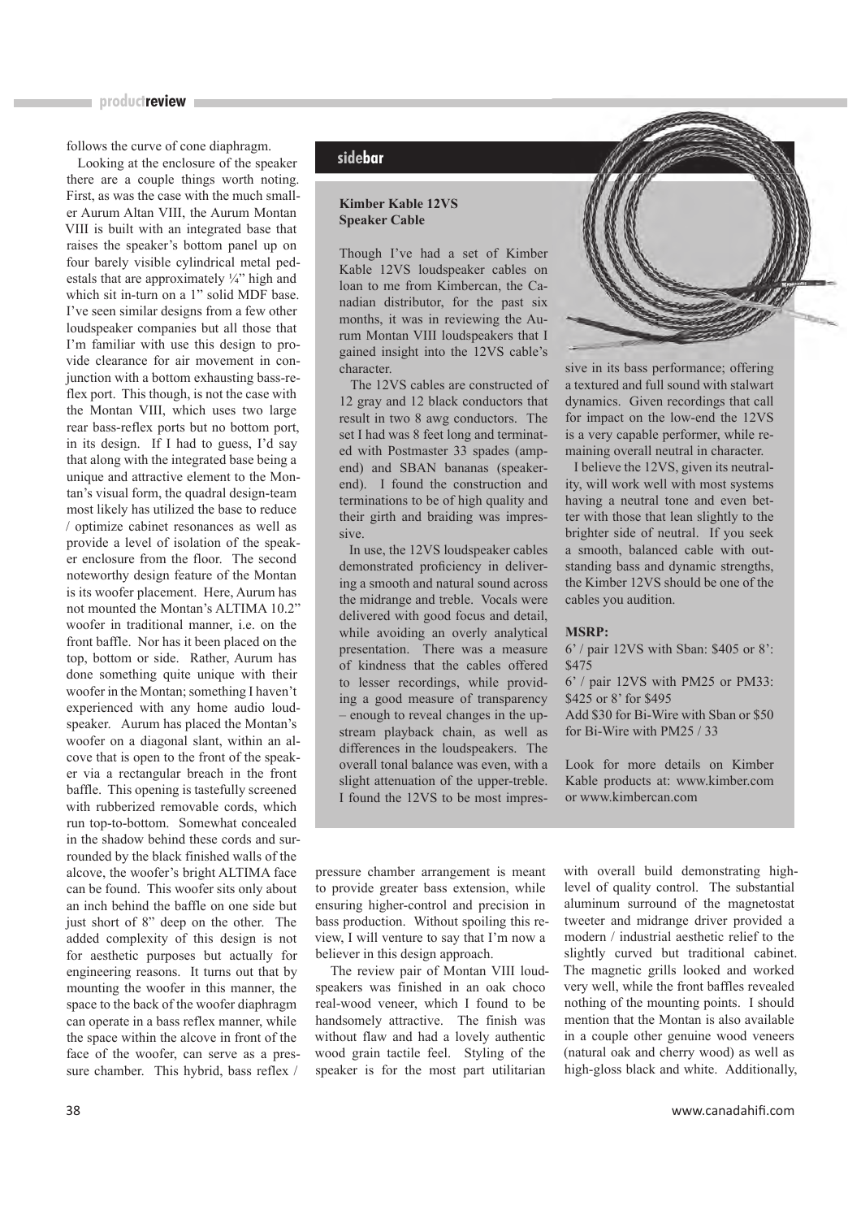follows the curve of cone diaphragm.

Looking at the enclosure of the speaker there are a couple things worth noting. First, as was the case with the much smaller Aurum Altan VIII, the Aurum Montan VIII is built with an integrated base that raises the speaker's bottom panel up on four barely visible cylindrical metal pedestals that are approximately ¼" high and which sit in-turn on a 1" solid MDF base. I've seen similar designs from a few other loudspeaker companies but all those that I'm familiar with use this design to provide clearance for air movement in conjunction with a bottom exhausting bass-reflex port. This though, is not the case with the Montan VIII, which uses two large rear bass-reflex ports but no bottom port, in its design. If I had to guess, I'd say that along with the integrated base being a unique and attractive element to the Montan's visual form, the quadral design-team most likely has utilized the base to reduce / optimize cabinet resonances as well as provide a level of isolation of the speaker enclosure from the floor. The second noteworthy design feature of the Montan is its woofer placement. Here, Aurum has not mounted the Montan's ALTIMA 10.2" woofer in traditional manner, i.e. on the front baffle. Nor has it been placed on the top, bottom or side. Rather, Aurum has done something quite unique with their woofer in the Montan; something I haven't experienced with any home audio loudspeaker. Aurum has placed the Montan's woofer on a diagonal slant, within an alcove that is open to the front of the speaker via a rectangular breach in the front baffle. This opening is tastefully screened with rubberized removable cords, which run top-to-bottom. Somewhat concealed in the shadow behind these cords and surrounded by the black finished walls of the alcove, the woofer's bright ALTIMA face can be found. This woofer sits only about an inch behind the baffle on one side but just short of 8" deep on the other. The added complexity of this design is not for aesthetic purposes but actually for engineering reasons. It turns out that by mounting the woofer in this manner, the space to the back of the woofer diaphragm can operate in a bass reflex manner, while the space within the alcove in front of the face of the woofer, can serve as a pressure chamber. This hybrid, bass reflex / pressure chamber arrangement is meant to provide greater bass extension, while ensuring higher-control and precision in bass production. Without spoiling this review, I will venture to say that I'm now a believer in this design approach.

The review pair of Montan VIII loudspeakers was finished in an oak choco real-wood veneer, which I found to be handsomely attractive. The finish was without flaw and had a lovely authentic wood grain tactile feel. Styling of the speaker is for the most part utilitarian with overall build demonstrating high-level of quality control. The substantial aluminum surround of the magnetostat tweeter and midrange driver provided a modern / industrial aesthetic relief to the slightly curved but traditional cabinet. The magnetic grills looked and worked very well, while the front baffles revealed nothing of the mounting points. I should mention that the Montan is also available in a couple other genuine wood veneers (natural oak and cherry wood) as well as high-gloss black and white. Additionally,

---

**sidebar**

**Kimber Kable 12VS Speaker Cable**

Though I've had a set of Kimber Kable 12VS loudspeaker cables on loan to me from Kimbercan, the Canadian distributor, for the past six months, it was in reviewing the Aurum Montan VIII loudspeakers that I gained insight into the 12VS cable's character.

The 12VS cables are constructed of 12 gray and 12 black conductors that result in two 8 awg conductors. The set I had was 8 feet long and terminated with Postmaster 33 spades (amp-end) and SBAN bananas (speaker-end). I found the construction and terminations to be of high quality and their girth and braiding was impressive.

In use, the 12VS loudspeaker cables demonstrated proficiency in delivering a smooth and natural sound across the midrange and treble. Vocals were delivered with good focus and detail, while avoiding an overly analytical presentation. There was a measure of kindness that the cables offered to lesser recordings, while providing a good measure of transparency – enough to reveal changes in the upstream playback chain, as well as differences in the loudspeakers. The overall tonal balance was even, with a slight attenuation of the upper-treble. I found the 12VS to be most impressive in its bass performance; offering a textured and full sound with stalwart dynamics. Given recordings that call for impact on the low-end the 12VS is a very capable performer, while remaining overall neutral in character.

I believe the 12VS, given its neutrality, will work well with most systems having a neutral tone and even better with those that lean slightly to the brighter side of neutral. If you seek a smooth, balanced cable with outstanding bass and dynamic strengths, the Kimber 12VS should be one of the cables you audition.

**MSRP:**

6' / pair 12VS with Sban: $405 or 8': $475
6' / pair 12VS with PM25 or PM33: $425 or 8' for $495
Add $30 for Bi-Wire with Sban or $50 for Bi-Wire with PM25 / 33

Look for more details on Kimber Kable products at: www.kimber.com or www.kimbercan.com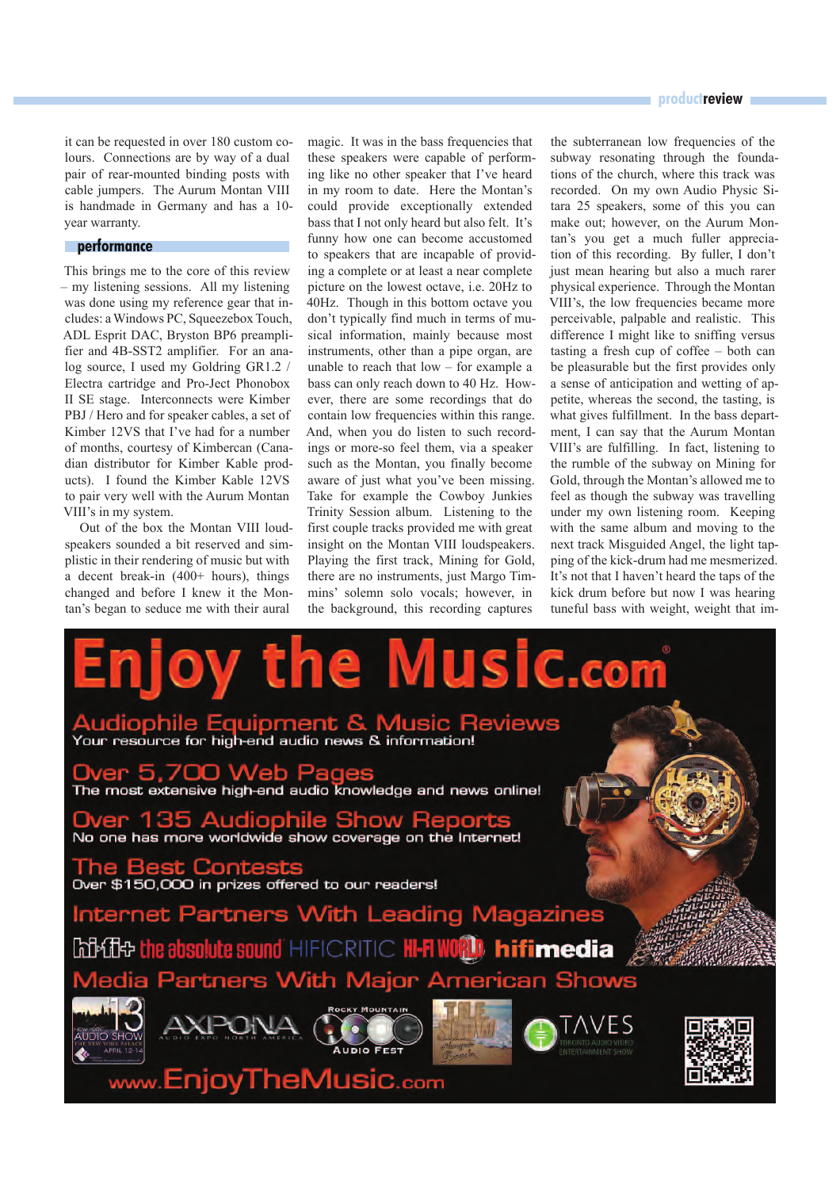it can be requested in over 180 custom colours. Connections are by way of a dual pair of rear-mounted binding posts with cable jumpers. The Aurum Montan VIII is handmade in Germany and has a 10-year warranty.

## performance

This brings me to the core of this review – my listening sessions. All my listening was done using my reference gear that includes: a Windows PC, Squeezebox Touch, ADL Esprit DAC, Bryston BP6 preamplifier and 4B-SST2 amplifier. For an analog source, I used my Goldring GR1.2 / Electra cartridge and Pro-Ject Phonobox II SE stage. Interconnects were Kimber PBJ / Hero and for speaker cables, a set of Kimber 12VS that I've had for a number of months, courtesy of Kimbercan (Canadian distributor for Kimber Kable products). I found the Kimber Kable 12VS to pair very well with the Aurum Montan VIII's in my system.

Out of the box the Montan VIII loudspeakers sounded a bit reserved and simplistic in their rendering of music but with a decent break-in (400+ hours), things changed and before I knew it the Montan's began to seduce me with their aural magic. It was in the bass frequencies that these speakers were capable of performing like no other speaker that I've heard in my room to date. Here the Montan's could provide exceptionally extended bass that I not only heard but also felt. It's funny how one can become accustomed to speakers that are incapable of providing a complete or at least a near complete picture on the lowest octave, i.e. 20Hz to 40Hz. Though in this bottom octave you don't typically find much in terms of musical information, mainly because most instruments, other than a pipe organ, are unable to reach that low – for example a bass can only reach down to 40 Hz. However, there are some recordings that do contain low frequencies within this range. And, when you do listen to such recordings or more-so feel them, via a speaker such as the Montan, you finally become aware of just what you've been missing. Take for example the Cowboy Junkies Trinity Session album. Listening to the first couple tracks provided me with great insight on the Montan VIII loudspeakers. Playing the first track, Mining for Gold, there are no instruments, just Margo Timmins' solemn solo vocals; however, in the background, this recording captures the subterranean low frequencies of the subway resonating through the foundations of the church, where this track was recorded. On my own Audio Physic Sitara 25 speakers, some of this you can make out; however, on the Aurum Montan's you get a much fuller appreciation of this recording. By fuller, I don't just mean hearing but also a much rarer physical experience. Through the Montan VIII's, the low frequencies became more perceivable, palpable and realistic. This difference I might like to sniffing versus tasting a fresh cup of coffee – both can be pleasurable but the first provides only a sense of anticipation and wetting of appetite, whereas the second, the tasting, is what gives fulfillment. In the bass department, I can say that the Aurum Montan VIII's are fulfilling. In fact, listening to the rumble of the subway on Mining for Gold, through the Montan's allowed me to feel as though the subway was travelling under my own listening room. Keeping with the same album and moving to the next track Misguided Angel, the light tapping of the kick-drum had me mesmerized. It's not that I haven't heard the taps of the kick drum before but now I was hearing tuneful bass with weight, weight that im-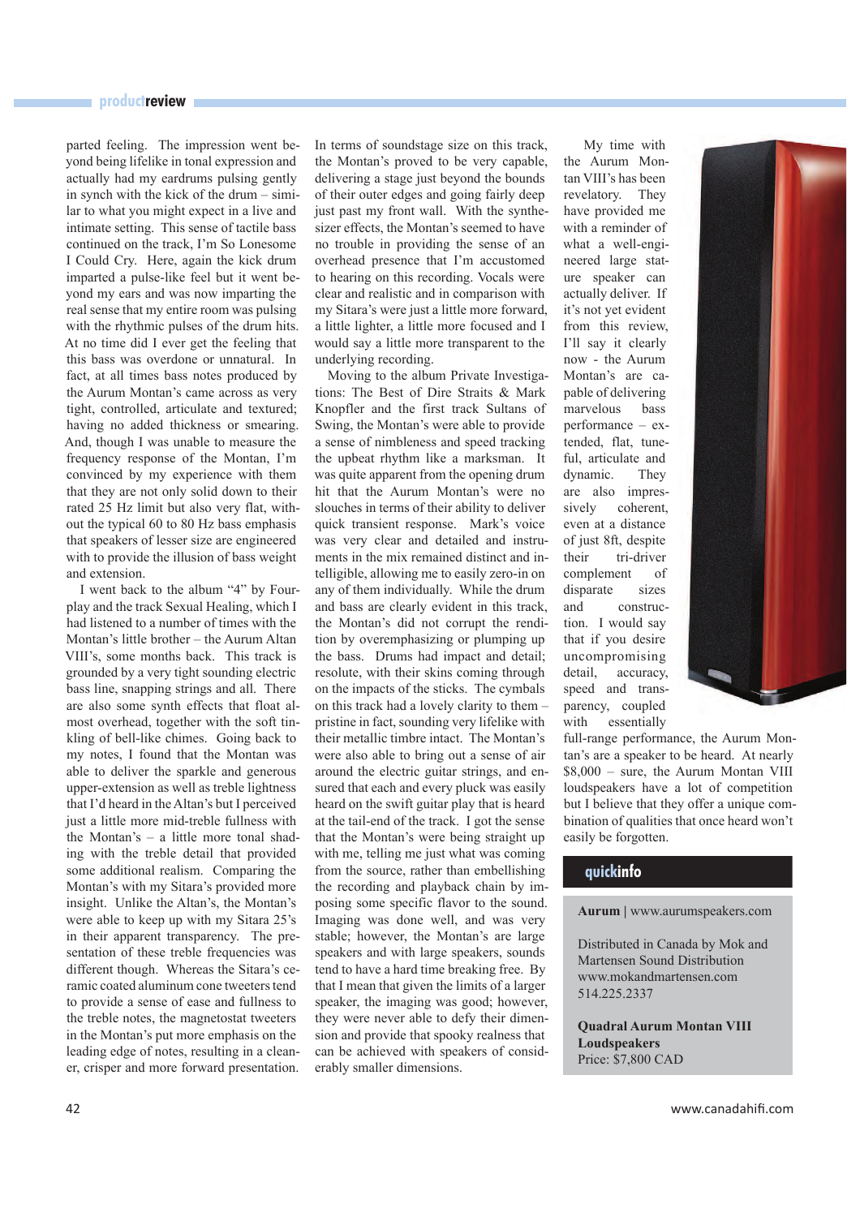parted feeling. The impression went beyond being lifelike in tonal expression and actually had my eardrums pulsing gently in synch with the kick of the drum – similar to what you might expect in a live and intimate setting. This sense of tactile bass continued on the track, I'm So Lonesome I Could Cry. Here, again the kick drum imparted a pulse-like feel but it went beyond my ears and was now imparting the real sense that my entire room was pulsing with the rhythmic pulses of the drum hits. At no time did I ever get the feeling that this bass was overdone or unnatural. In fact, at all times bass notes produced by the Aurum Montan's came across as very tight, controlled, articulate and textured; having no added thickness or smearing. And, though I was unable to measure the frequency response of the Montan, I'm convinced by my experience with them that they are not only solid down to their rated 25 Hz limit but also very flat, without the typical 60 to 80 Hz bass emphasis that speakers of lesser size are engineered with to provide the illusion of bass weight and extension.

I went back to the album "4" by Fourplay and the track Sexual Healing, which I had listened to a number of times with the Montan's little brother – the Aurum Altan VIII's, some months back. This track is grounded by a very tight sounding electric bass line, snapping strings and all. There are also some synth effects that float almost overhead, together with the soft tinkling of bell-like chimes. Going back to my notes, I found that the Montan was able to deliver the sparkle and generous upper-extension as well as treble lightness that I'd heard in the Altan's but I perceived just a little more mid-treble fullness with the Montan's – a little more tonal shading with the treble detail that provided some additional realism. Comparing the Montan's with my Sitara's provided more insight. Unlike the Altan's, the Montan's were able to keep up with my Sitara 25's in their apparent transparency. The presentation of these treble frequencies was different though. Whereas the Sitara's ceramic coated aluminum cone tweeters tend to provide a sense of ease and fullness to the treble notes, the magnetostat tweeters in the Montan's put more emphasis on the leading edge of notes, resulting in a cleaner, crisper and more forward presentation.

In terms of soundstage size on this track, the Montan's proved to be very capable, delivering a stage just beyond the bounds of their outer edges and going fairly deep just past my front wall. With the synthesizer effects, the Montan's seemed to have no trouble in providing the sense of an overhead presence that I'm accustomed to hearing on this recording. Vocals were clear and realistic and in comparison with my Sitara's were just a little more forward, a little lighter, a little more focused and I would say a little more transparent to the underlying recording.

Moving to the album Private Investigations: The Best of Dire Straits & Mark Knopfler and the first track Sultans of Swing, the Montan's were able to provide a sense of nimbleness and speed tracking the upbeat rhythm like a marksman. It was quite apparent from the opening drum hit that the Aurum Montan's were no slouches in terms of their ability to deliver quick transient response. Mark's voice was very clear and detailed and instruments in the mix remained distinct and intelligible, allowing me to easily zero-in on any of them individually. While the drum and bass are clearly evident in this track, the Montan's did not corrupt the rendition by overemphasizing or plumping up the bass. Drums had impact and detail; resolute, with their skins coming through on the impacts of the sticks. The cymbals on this track had a lovely clarity to them – pristine in fact, sounding very lifelike with their metallic timbre intact. The Montan's were also able to bring out a sense of air around the electric guitar strings, and ensured that each and every pluck was easily heard on the swift guitar play that is heard at the tail-end of the track. I got the sense that the Montan's were being straight up with me, telling me just what was coming from the source, rather than embellishing the recording and playback chain by imposing some specific flavor to the sound. Imaging was done well, and was very stable; however, the Montan's are large speakers and with large speakers, sounds tend to have a hard time breaking free. By that I mean that given the limits of a larger speaker, the imaging was good; however, they were never able to defy their dimension and provide that spooky realness that can be achieved with speakers of considerably smaller dimensions.

My time with the Aurum Montan VIII's has been revelatory. They have provided me with a reminder of what a well-engineered large stature speaker can actually deliver. If it's not yet evident from this review, I'll say it clearly now - the Aurum Montan's are capable of delivering marvelous bass performance – extended, flat, tuneful, articulate and dynamic. They are also impressively coherent, even at a distance of just 8ft, despite their tri-driver complement of disparate sizes and construction. I would say that if you desire uncompromising detail, accuracy, speed and transparency, coupled with essentially full-range performance, the Aurum Montan's are a speaker to be heard. At nearly $8,000 – sure, the Aurum Montan VIII loudspeakers have a lot of competition but I believe that they offer a unique combination of qualities that once heard won't easily be forgotten.

## quickinfo

**Aurum** | www.aurumspeakers.com

Distributed in Canada by Mok and Martensen Sound Distribution
www.mokandmartensen.com
514.225.2337

**Quadral Aurum Montan VIII Loudspeakers**
Price: $7,800 CAD